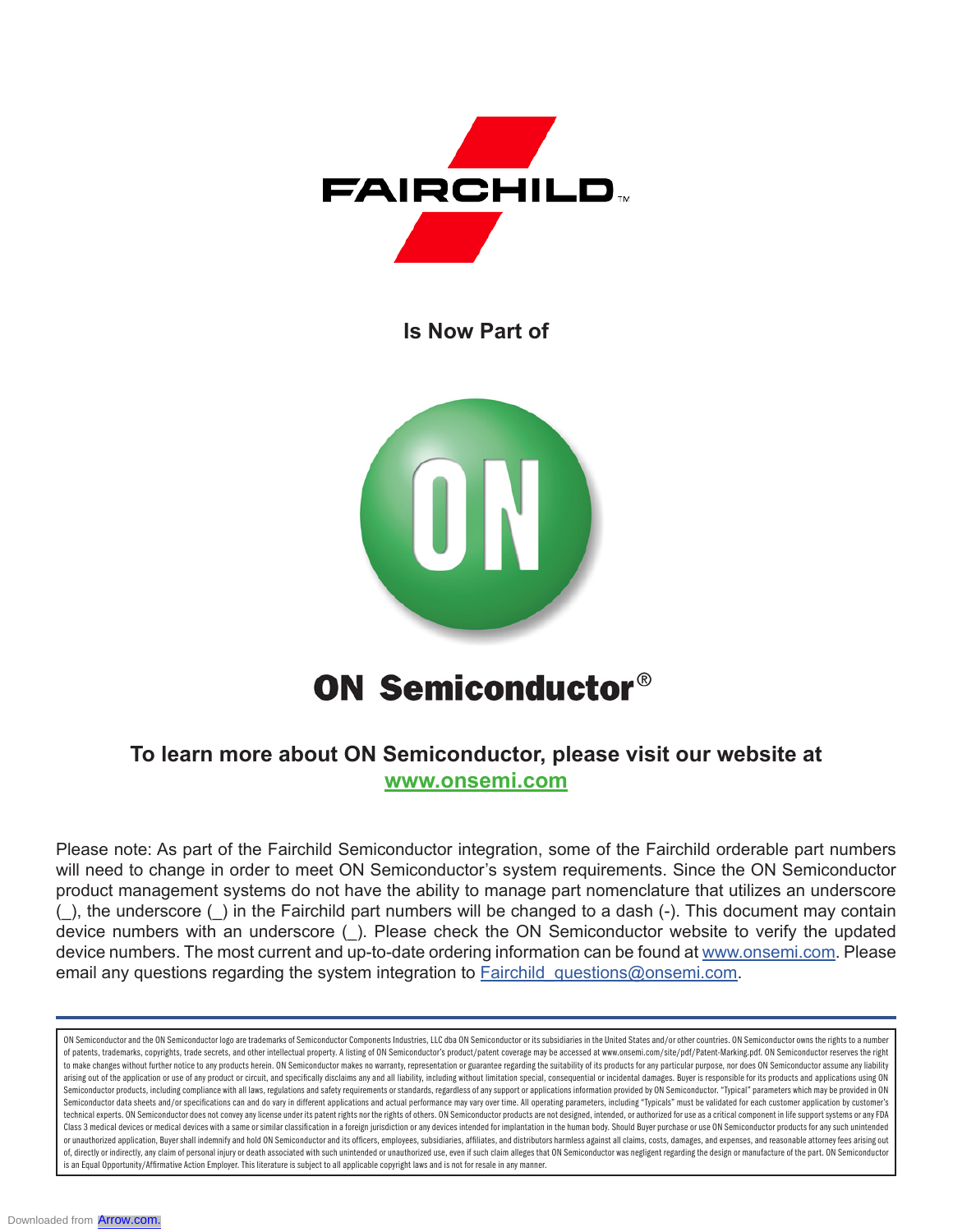FAIRCHILD™

**Is Now Part of**

# ON Semiconductor®

**To learn more about ON Semiconductor, please visit our website at [www.onsemi.com](www.onsemi.com)**

Please note: As part of the Fairchild Semiconductor integration, some of the Fairchild orderable part numbers will need to change in order to meet ON Semiconductor's system requirements. Since the ON Semiconductor product management systems do not have the ability to manage part nomenclature that utilizes an underscore (_), the underscore (_) in the Fairchild part numbers will be changed to a dash (-). This document may contain device numbers with an underscore (_). Please check the ON Semiconductor website to verify the updated device numbers. The most current and up-to-date ordering information can be found at www.onsemi.com. Please email any questions regarding the system integration to Fairchild_questions@onsemi.com.

ON Semiconductor and the ON Semiconductor logo are trademarks of Semiconductor Components Industries, LLC dba ON Semiconductor or its subsidiaries in the United States and/or other countries. ON Semiconductor owns the rights to a number of patents, trademarks, copyrights, trade secrets, and other intellectual property. A listing of ON Semiconductor's product/patent coverage may be accessed at www.onsemi.com/site/pdf/Patent-Marking.pdf. ON Semiconductor reserves the right to make changes without further notice to any products herein. ON Semiconductor makes no warranty, representation or guarantee regarding the suitability of its products for any particular purpose, nor does ON Semiconductor assume any liability arising out of the application or use of any product or circuit, and specifically disclaims any and all liability, including without limitation special, consequential or incidental damages. Buyer is responsible for its products and applications using ON Semiconductor products, including compliance with all laws, regulations and safety requirements or standards, regardless of any support or applications information provided by ON Semiconductor. "Typical" parameters which may be provided in ON Semiconductor data sheets and/or specifications can and do vary in different applications and actual performance may vary over time. All operating parameters, including "Typicals" must be validated for each customer application by customer's technical experts. ON Semiconductor does not convey any license under its patent rights nor the rights of others. ON Semiconductor products are not designed, intended, or authorized for use as a critical component in life support systems or any FDA Class 3 medical devices or medical devices with a same or similar classification in a foreign jurisdiction or any devices intended for implantation in the human body. Should Buyer purchase or use ON Semiconductor products for any such unintended or unauthorized application, Buyer shall indemnify and hold ON Semiconductor and its officers, employees, subsidiaries, affiliates, and distributors harmless against all claims, costs, damages, and expenses, and reasonable attorney fees arising out of, directly or indirectly, any claim of personal injury or death associated with such unintended or unauthorized use, even if such claim alleges that ON Semiconductor was negligent regarding the design or manufacture of the part. ON Semiconductor is an Equal Opportunity/Affirmative Action Employer. This literature is subject to all applicable copyright laws and is not for resale in any manner.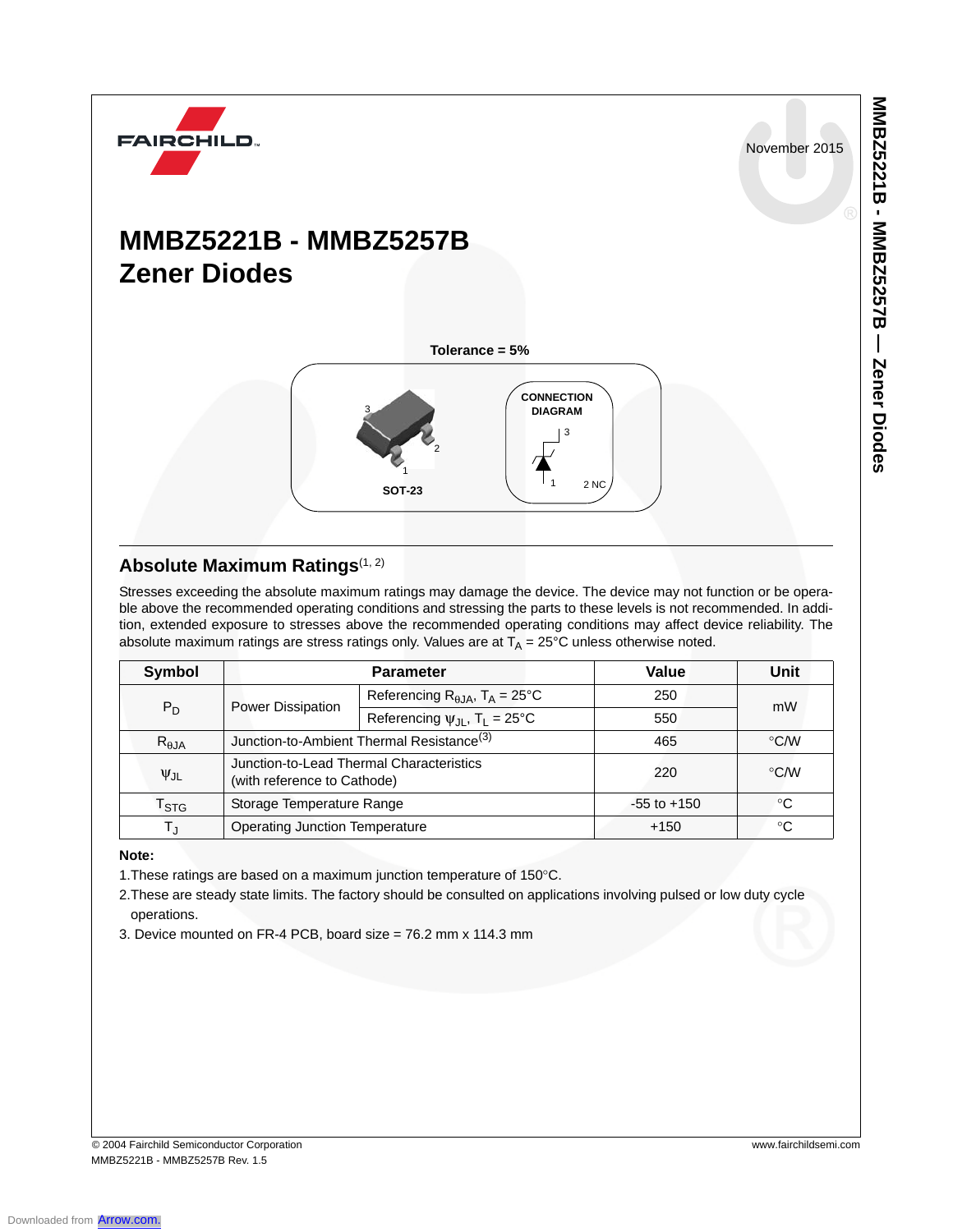November 2015

# MMBZ5221B - MMBZ5257B Zener Diodes

**Tolerance = 5%**

SOT-23

CONNECTION DIAGRAM

3

1

2 NC

## Absolute Maximum Ratings[1, 2]

Stresses exceeding the absolute maximum ratings may damage the device. The device may not function or be operable above the recommended operating conditions and stressing the parts to these levels is not recommended. In addition, extended exposure to stresses above the recommended operating conditions may affect device reliability. The absolute maximum ratings are stress ratings only. Values are at $T_A$ = 25°C unless otherwise noted.

| Symbol | Parameter | | Value | Unit |
|---|---|---|---|---|
| $P_D$ | Power Dissipation | Referencing $R_{\theta JA}$, $T_A$ = 25°C | 250 | mW |
| | | Referencing $\psi_{JL}$, $T_L$ = 25°C | 550 | |
| $R_{\theta JA}$ | Junction-to-Ambient Thermal Resistance[3] | | 465 | °C/W |
| $\psi_{JL}$ | Junction-to-Lead Thermal Characteristics (with reference to Cathode) | | 220 | °C/W |
| $T_{STG}$ | Storage Temperature Range | | -55 to +150 | °C |
| $T_J$ | Operating Junction Temperature | | +150 | °C |

**Note:**

1. These ratings are based on a maximum junction temperature of 150°C.
2. These are steady state limits. The factory should be consulted on applications involving pulsed or low duty cycle operations.
3. Device mounted on FR-4 PCB, board size = 76.2 mm x 114.3 mm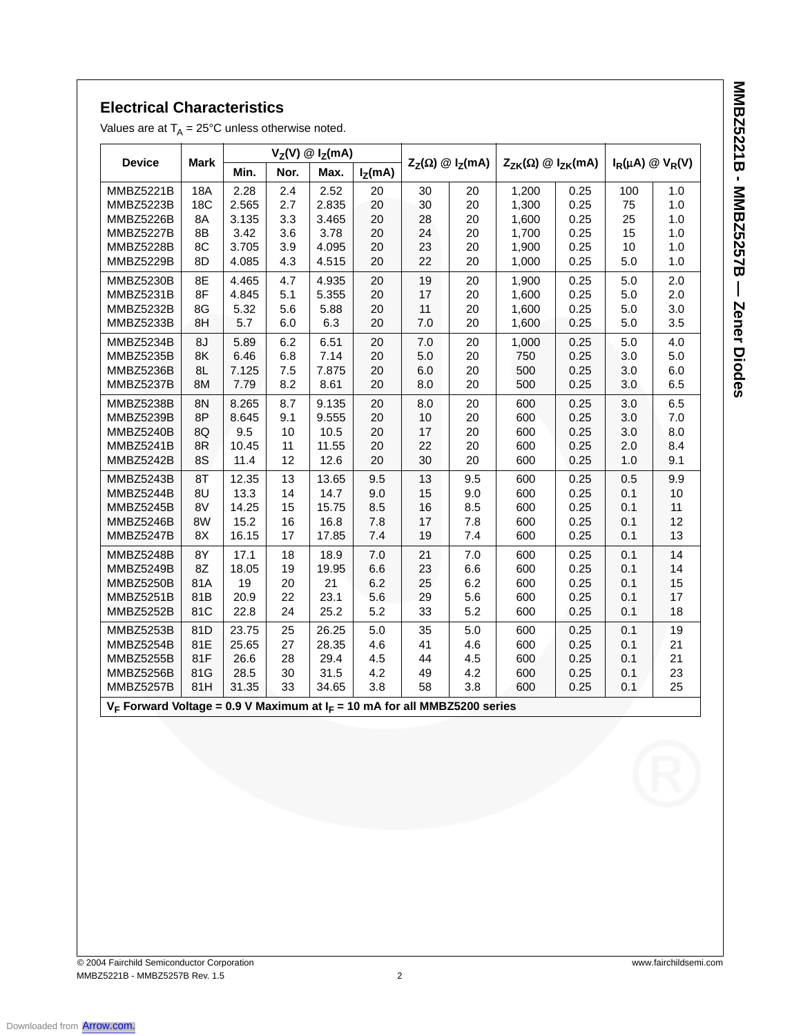## Electrical Characteristics

Values are at $T_A$ = 25°C unless otherwise noted.

| Device | Mark | $V_Z$(V) @ $I_Z$(mA) | | | | $Z_Z(\Omega)$ @ $I_Z$(mA) | | $Z_{ZK}(\Omega)$ @ $I_{ZK}$(mA) | | $I_R(\mu A)$ @ $V_R$(V) | |
|---|---|---|---|---|---|---|---|---|---|---|---|
| | | Min. | Nor. | Max. | $I_Z$(mA) | | | | | | |
| MMBZ5221B | 18A | 2.28 | 2.4 | 2.52 | 20 | 30 | 20 | 1,200 | 0.25 | 100 | 1.0 |
| MMBZ5223B | 18C | 2.565 | 2.7 | 2.835 | 20 | 30 | 20 | 1,300 | 0.25 | 75 | 1.0 |
| MMBZ5226B | 8A | 3.135 | 3.3 | 3.465 | 20 | 28 | 20 | 1,600 | 0.25 | 25 | 1.0 |
| MMBZ5227B | 8B | 3.42 | 3.6 | 3.78 | 20 | 24 | 20 | 1,700 | 0.25 | 15 | 1.0 |
| MMBZ5228B | 8C | 3.705 | 3.9 | 4.095 | 20 | 23 | 20 | 1,900 | 0.25 | 10 | 1.0 |
| MMBZ5229B | 8D | 4.085 | 4.3 | 4.515 | 20 | 22 | 20 | 1,000 | 0.25 | 5.0 | 1.0 |
| MMBZ5230B | 8E | 4.465 | 4.7 | 4.935 | 20 | 19 | 20 | 1,900 | 0.25 | 5.0 | 2.0 |
| MMBZ5231B | 8F | 4.845 | 5.1 | 5.355 | 20 | 17 | 20 | 1,600 | 0.25 | 5.0 | 2.0 |
| MMBZ5232B | 8G | 5.32 | 5.6 | 5.88 | 20 | 11 | 20 | 1,600 | 0.25 | 5.0 | 3.0 |
| MMBZ5233B | 8H | 5.7 | 6.0 | 6.3 | 20 | 7.0 | 20 | 1,600 | 0.25 | 5.0 | 3.5 |
| MMBZ5234B | 8J | 5.89 | 6.2 | 6.51 | 20 | 7.0 | 20 | 1,000 | 0.25 | 5.0 | 4.0 |
| MMBZ5235B | 8K | 6.46 | 6.8 | 7.14 | 20 | 5.0 | 20 | 750 | 0.25 | 3.0 | 5.0 |
| MMBZ5236B | 8L | 7.125 | 7.5 | 7.875 | 20 | 6.0 | 20 | 500 | 0.25 | 3.0 | 6.0 |
| MMBZ5237B | 8M | 7.79 | 8.2 | 8.61 | 20 | 8.0 | 20 | 500 | 0.25 | 3.0 | 6.5 |
| MMBZ5238B | 8N | 8.265 | 8.7 | 9.135 | 20 | 8.0 | 20 | 600 | 0.25 | 3.0 | 6.5 |
| MMBZ5239B | 8P | 8.645 | 9.1 | 9.555 | 20 | 10 | 20 | 600 | 0.25 | 3.0 | 7.0 |
| MMBZ5240B | 8Q | 9.5 | 10 | 10.5 | 20 | 17 | 20 | 600 | 0.25 | 3.0 | 8.0 |
| MMBZ5241B | 8R | 10.45 | 11 | 11.55 | 20 | 22 | 20 | 600 | 0.25 | 2.0 | 8.4 |
| MMBZ5242B | 8S | 11.4 | 12 | 12.6 | 20 | 30 | 20 | 600 | 0.25 | 1.0 | 9.1 |
| MMBZ5243B | 8T | 12.35 | 13 | 13.65 | 9.5 | 13 | 9.5 | 600 | 0.25 | 0.5 | 9.9 |
| MMBZ5244B | 8U | 13.3 | 14 | 14.7 | 9.0 | 15 | 9.0 | 600 | 0.25 | 0.1 | 10 |
| MMBZ5245B | 8V | 14.25 | 15 | 15.75 | 8.5 | 16 | 8.5 | 600 | 0.25 | 0.1 | 11 |
| MMBZ5246B | 8W | 15.2 | 16 | 16.8 | 7.8 | 17 | 7.8 | 600 | 0.25 | 0.1 | 12 |
| MMBZ5247B | 8X | 16.15 | 17 | 17.85 | 7.4 | 19 | 7.4 | 600 | 0.25 | 0.1 | 13 |
| MMBZ5248B | 8Y | 17.1 | 18 | 18.9 | 7.0 | 21 | 7.0 | 600 | 0.25 | 0.1 | 14 |
| MMBZ5249B | 8Z | 18.05 | 19 | 19.95 | 6.6 | 23 | 6.6 | 600 | 0.25 | 0.1 | 14 |
| MMBZ5250B | 81A | 19 | 20 | 21 | 6.2 | 25 | 6.2 | 600 | 0.25 | 0.1 | 15 |
| MMBZ5251B | 81B | 20.9 | 22 | 23.1 | 5.6 | 29 | 5.6 | 600 | 0.25 | 0.1 | 17 |
| MMBZ5252B | 81C | 22.8 | 24 | 25.2 | 5.2 | 33 | 5.2 | 600 | 0.25 | 0.1 | 18 |
| MMBZ5253B | 81D | 23.75 | 25 | 26.25 | 5.0 | 35 | 5.0 | 600 | 0.25 | 0.1 | 19 |
| MMBZ5254B | 81E | 25.65 | 27 | 28.35 | 4.6 | 41 | 4.6 | 600 | 0.25 | 0.1 | 21 |
| MMBZ5255B | 81F | 26.6 | 28 | 29.4 | 4.5 | 44 | 4.5 | 600 | 0.25 | 0.1 | 21 |
| MMBZ5256B | 81G | 28.5 | 30 | 31.5 | 4.2 | 49 | 4.2 | 600 | 0.25 | 0.1 | 23 |
| MMBZ5257B | 81H | 31.35 | 33 | 34.65 | 3.8 | 58 | 3.8 | 600 | 0.25 | 0.1 | 25 |

**$V_F$ Forward Voltage = 0.9 V Maximum at $I_F$ = 10 mA for all MMBZ5200 series**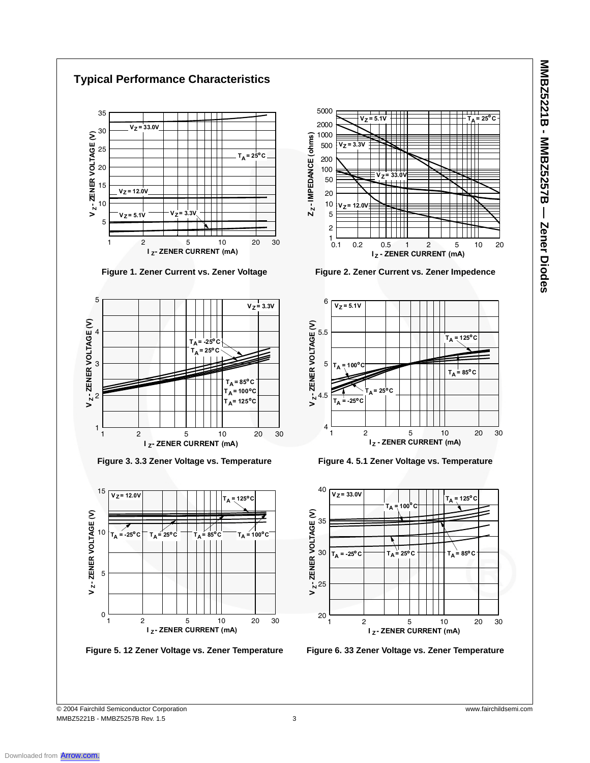## Typical Performance Characteristics

Figure 1. Zener Current vs. Zener Voltage

Figure 2. Zener Current vs. Zener Impedence

Figure 3. 3.3 Zener Voltage vs. Temperature

Figure 4. 5.1 Zener Voltage vs. Temperature

Figure 5. 12 Zener Voltage vs. Zener Temperature

Figure 6. 33 Zener Voltage vs. Zener Temperature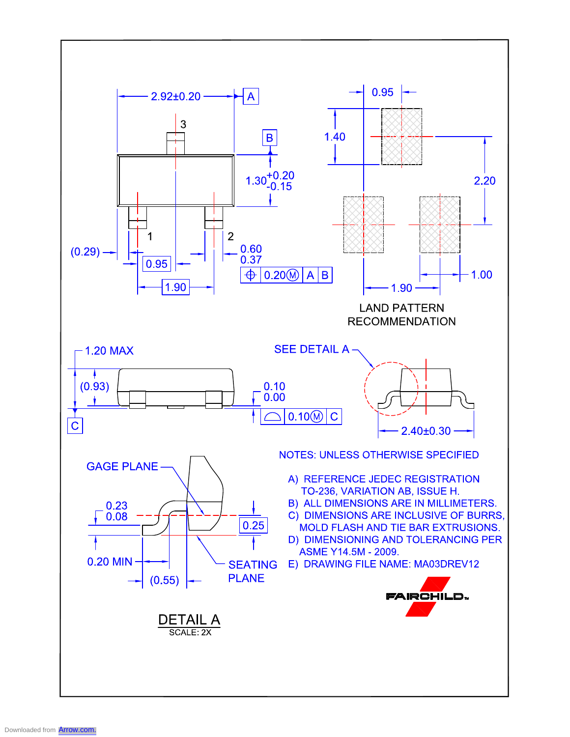2.92±0.20

A

3

B

$1.30^{+0.20}_{-0.15}$

1

2

(0.29)

0.95

0.60
0.37

1.90

0.20 Ⓜ A B

0.95

1.40

2.20

1.00

1.90

LAND PATTERN RECOMMENDATION

1.20 MAX

(0.93)

C

0.10
0.00

0.10 Ⓜ C

SEE DETAIL A

2.40±0.30

GAGE PLANE

0.23
0.08

0.25

0.20 MIN

(0.55)

SEATING PLANE

DETAIL A
SCALE: 2X

NOTES: UNLESS OTHERWISE SPECIFIED

A) REFERENCE JEDEC REGISTRATION TO-236, VARIATION AB, ISSUE H.
B) ALL DIMENSIONS ARE IN MILLIMETERS.
C) DIMENSIONS ARE INCLUSIVE OF BURRS, MOLD FLASH AND TIE BAR EXTRUSIONS.
D) DIMENSIONING AND TOLERANCING PER ASME Y14.5M - 2009.
E) DRAWING FILE NAME: MA03DREV12

FAIRCHILD™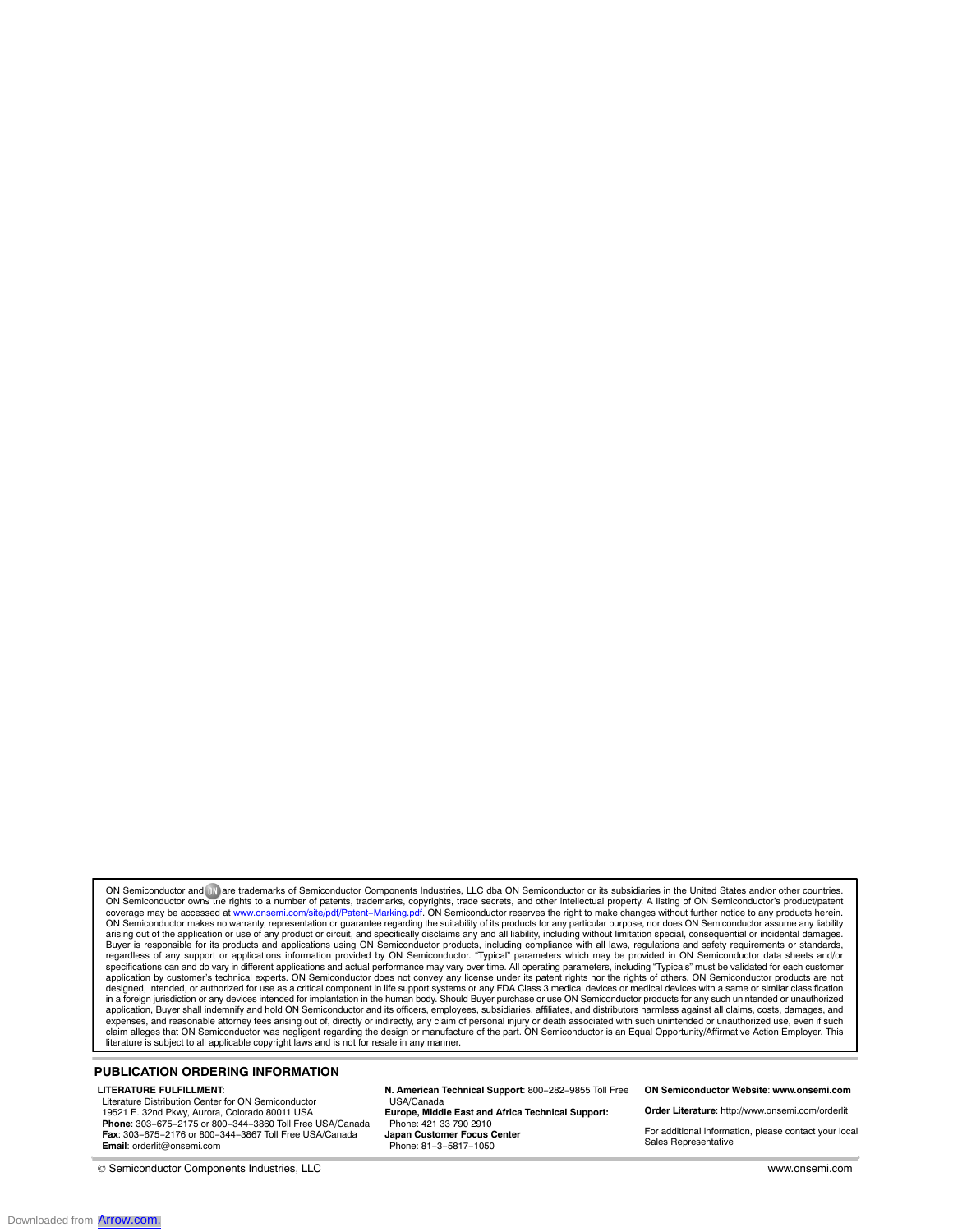ON Semiconductor and ON are trademarks of Semiconductor Components Industries, LLC dba ON Semiconductor or its subsidiaries in the United States and/or other countries. ON Semiconductor owns the rights to a number of patents, trademarks, copyrights, trade secrets, and other intellectual property. A listing of ON Semiconductor's product/patent coverage may be accessed at www.onsemi.com/site/pdf/Patent−Marking.pdf. ON Semiconductor reserves the right to make changes without further notice to any products herein. ON Semiconductor makes no warranty, representation or guarantee regarding the suitability of its products for any particular purpose, nor does ON Semiconductor assume any liability arising out of the application or use of any product or circuit, and specifically disclaims any and all liability, including without limitation special, consequential or incidental damages. Buyer is responsible for its products and applications using ON Semiconductor products, including compliance with all laws, regulations and safety requirements or standards, regardless of any support or applications information provided by ON Semiconductor. "Typical" parameters which may be provided in ON Semiconductor data sheets and/or specifications can and do vary in different applications and actual performance may vary over time. All operating parameters, including "Typicals" must be validated for each customer application by customer's technical experts. ON Semiconductor does not convey any license under its patent rights nor the rights of others. ON Semiconductor products are not designed, intended, or authorized for use as a critical component in life support systems or any FDA Class 3 medical devices or medical devices with a same or similar classification in a foreign jurisdiction or any devices intended for implantation in the human body. Should Buyer purchase or use ON Semiconductor products for any such unintended or unauthorized application, Buyer shall indemnify and hold ON Semiconductor and its officers, employees, subsidiaries, affiliates, and distributors harmless against all claims, costs, damages, and expenses, and reasonable attorney fees arising out of, directly or indirectly, any claim of personal injury or death associated with such unintended or unauthorized use, even if such claim alleges that ON Semiconductor was negligent regarding the design or manufacture of the part. ON Semiconductor is an Equal Opportunity/Affirmative Action Employer. This literature is subject to all applicable copyright laws and is not for resale in any manner.

## PUBLICATION ORDERING INFORMATION

**LITERATURE FULFILLMENT**:
Literature Distribution Center for ON Semiconductor
19521 E. 32nd Pkwy, Aurora, Colorado 80011 USA
**Phone**: 303−675−2175 or 800−344−3860 Toll Free USA/Canada
**Fax**: 303−675−2176 or 800−344−3867 Toll Free USA/Canada
**Email**: orderlit@onsemi.com

**N. American Technical Support**: 800−282−9855 Toll Free USA/Canada
**Europe, Middle East and Africa Technical Support:**
Phone: 421 33 790 2910
**Japan Customer Focus Center**
Phone: 81−3−5817−1050

**ON Semiconductor Website**: **www.onsemi.com**

**Order Literature**: http://www.onsemi.com/orderlit

For additional information, please contact your local Sales Representative

© Semiconductor Components Industries, LLC

www.onsemi.com